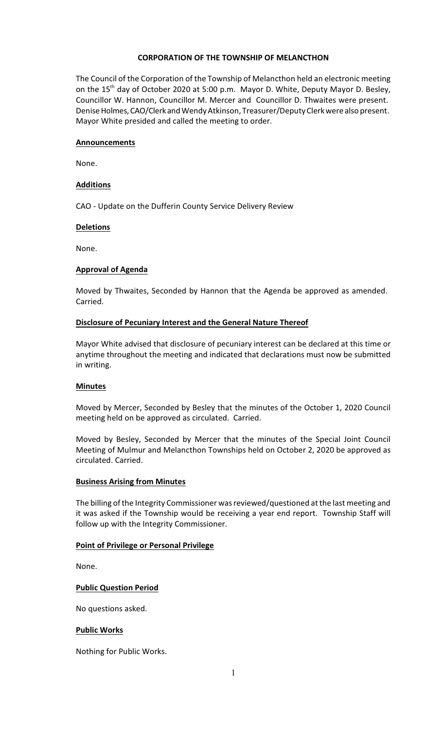# CORPORATION OF THE TOWNSHIP OF MELANCTHON

The Council of the Corporation of the Township of Melancthon held an electronic meeting on the 15th day of October 2020 at 5:00 p.m. Mayor D. White, Deputy Mayor D. Besley, Councillor W. Hannon, Councillor M. Mercer and Councillor D. Thwaites were present. Denise Holmes, CAO/Clerk and Wendy Atkinson, Treasurer/Deputy Clerk were also present. Mayor White presided and called the meeting to order.

## Announcements

None.

## Additions

CAO - Update on the Dufferin County Service Delivery Review

## Deletions

None.

## Approval of Agenda

Moved by Thwaites, Seconded by Hannon that the Agenda be approved as amended. Carried.

## Disclosure of Pecuniary Interest and the General Nature Thereof

Mayor White advised that disclosure of pecuniary interest can be declared at this time or anytime throughout the meeting and indicated that declarations must now be submitted in writing.

## Minutes

Moved by Mercer, Seconded by Besley that the minutes of the October 1, 2020 Council meeting held on be approved as circulated. Carried.

Moved by Besley, Seconded by Mercer that the minutes of the Special Joint Council Meeting of Mulmur and Melancthon Townships held on October 2, 2020 be approved as circulated. Carried.

## Business Arising from Minutes

The billing of the Integrity Commissioner was reviewed/questioned at the last meeting and it was asked if the Township would be receiving a year end report. Township Staff will follow up with the Integrity Commissioner.

## Point of Privilege or Personal Privilege

None.

## Public Question Period

No questions asked.

## Public Works

Nothing for Public Works.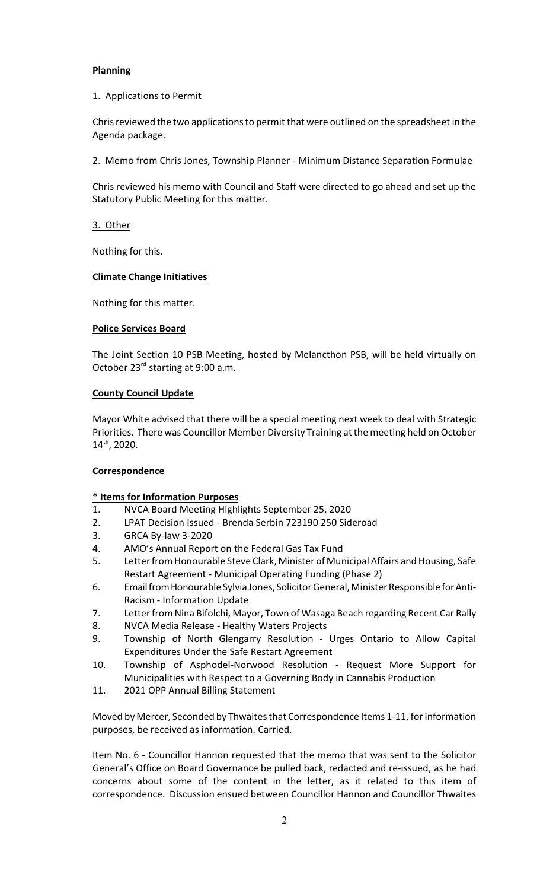**Planning**

1. Applications to Permit

Chris reviewed the two applications to permit that were outlined on the spreadsheet in the Agenda package.

2. Memo from Chris Jones, Township Planner - Minimum Distance Separation Formulae

Chris reviewed his memo with Council and Staff were directed to go ahead and set up the Statutory Public Meeting for this matter.

3. Other

Nothing for this.

**Climate Change Initiatives**

Nothing for this matter.

**Police Services Board**

The Joint Section 10 PSB Meeting, hosted by Melancthon PSB, will be held virtually on October 23rd starting at 9:00 a.m.

**County Council Update**

Mayor White advised that there will be a special meeting next week to deal with Strategic Priorities. There was Councillor Member Diversity Training at the meeting held on October 14th, 2020.

**Correspondence**

**\* Items for Information Purposes**

1. NVCA Board Meeting Highlights September 25, 2020
2. LPAT Decision Issued - Brenda Serbin 723190 250 Sideroad
3. GRCA By-law 3-2020
4. AMO's Annual Report on the Federal Gas Tax Fund
5. Letter from Honourable Steve Clark, Minister of Municipal Affairs and Housing, Safe Restart Agreement - Municipal Operating Funding (Phase 2)
6. Email from Honourable Sylvia Jones, Solicitor General, Minister Responsible for Anti-Racism - Information Update
7. Letter from Nina Bifolchi, Mayor, Town of Wasaga Beach regarding Recent Car Rally
8. NVCA Media Release - Healthy Waters Projects
9. Township of North Glengarry Resolution - Urges Ontario to Allow Capital Expenditures Under the Safe Restart Agreement
10. Township of Asphodel-Norwood Resolution - Request More Support for Municipalities with Respect to a Governing Body in Cannabis Production
11. 2021 OPP Annual Billing Statement

Moved by Mercer, Seconded by Thwaites that Correspondence Items 1-11, for information purposes, be received as information. Carried.

Item No. 6 - Councillor Hannon requested that the memo that was sent to the Solicitor General's Office on Board Governance be pulled back, redacted and re-issued, as he had concerns about some of the content in the letter, as it related to this item of correspondence. Discussion ensued between Councillor Hannon and Councillor Thwaites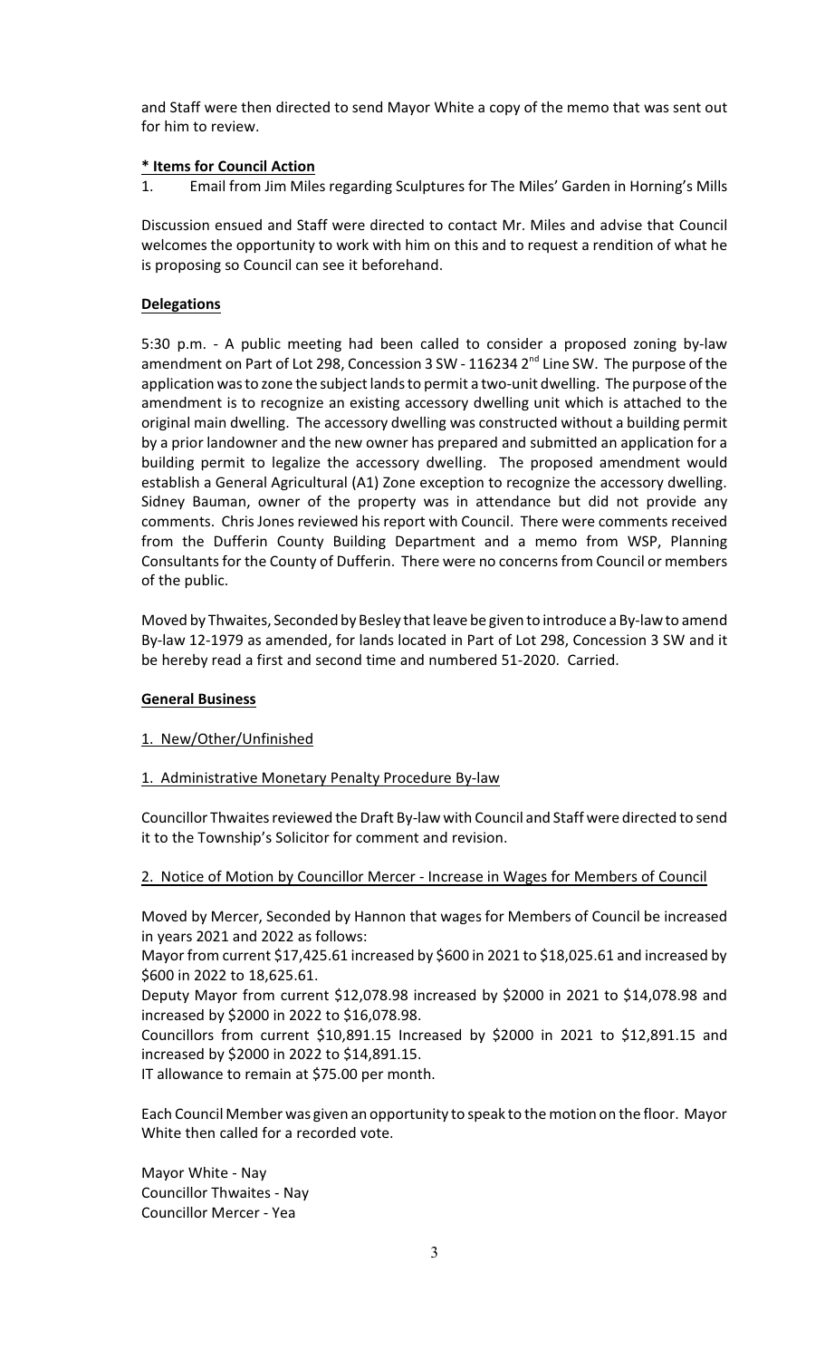and Staff were then directed to send Mayor White a copy of the memo that was sent out for him to review.

**\* Items for Council Action**

1. Email from Jim Miles regarding Sculptures for The Miles' Garden in Horning's Mills

Discussion ensued and Staff were directed to contact Mr. Miles and advise that Council welcomes the opportunity to work with him on this and to request a rendition of what he is proposing so Council can see it beforehand.

**Delegations**

5:30 p.m. - A public meeting had been called to consider a proposed zoning by-law amendment on Part of Lot 298, Concession 3 SW - 116234 2nd Line SW. The purpose of the application was to zone the subject lands to permit a two-unit dwelling. The purpose of the amendment is to recognize an existing accessory dwelling unit which is attached to the original main dwelling. The accessory dwelling was constructed without a building permit by a prior landowner and the new owner has prepared and submitted an application for a building permit to legalize the accessory dwelling. The proposed amendment would establish a General Agricultural (A1) Zone exception to recognize the accessory dwelling. Sidney Bauman, owner of the property was in attendance but did not provide any comments. Chris Jones reviewed his report with Council. There were comments received from the Dufferin County Building Department and a memo from WSP, Planning Consultants for the County of Dufferin. There were no concerns from Council or members of the public.

Moved by Thwaites, Seconded by Besley that leave be given to introduce a By-law to amend By-law 12-1979 as amended, for lands located in Part of Lot 298, Concession 3 SW and it be hereby read a first and second time and numbered 51-2020. Carried.

**General Business**

1. New/Other/Unfinished

1. Administrative Monetary Penalty Procedure By-law

Councillor Thwaites reviewed the Draft By-law with Council and Staff were directed to send it to the Township's Solicitor for comment and revision.

2. Notice of Motion by Councillor Mercer - Increase in Wages for Members of Council

Moved by Mercer, Seconded by Hannon that wages for Members of Council be increased in years 2021 and 2022 as follows:

Mayor from current $17,425.61 increased by $600 in 2021 to $18,025.61 and increased by $600 in 2022 to 18,625.61.

Deputy Mayor from current $12,078.98 increased by $2000 in 2021 to $14,078.98 and increased by $2000 in 2022 to $16,078.98.

Councillors from current $10,891.15 Increased by $2000 in 2021 to $12,891.15 and increased by $2000 in 2022 to $14,891.15.

IT allowance to remain at $75.00 per month.

Each Council Member was given an opportunity to speak to the motion on the floor. Mayor White then called for a recorded vote.

Mayor White - Nay
Councillor Thwaites - Nay
Councillor Mercer - Yea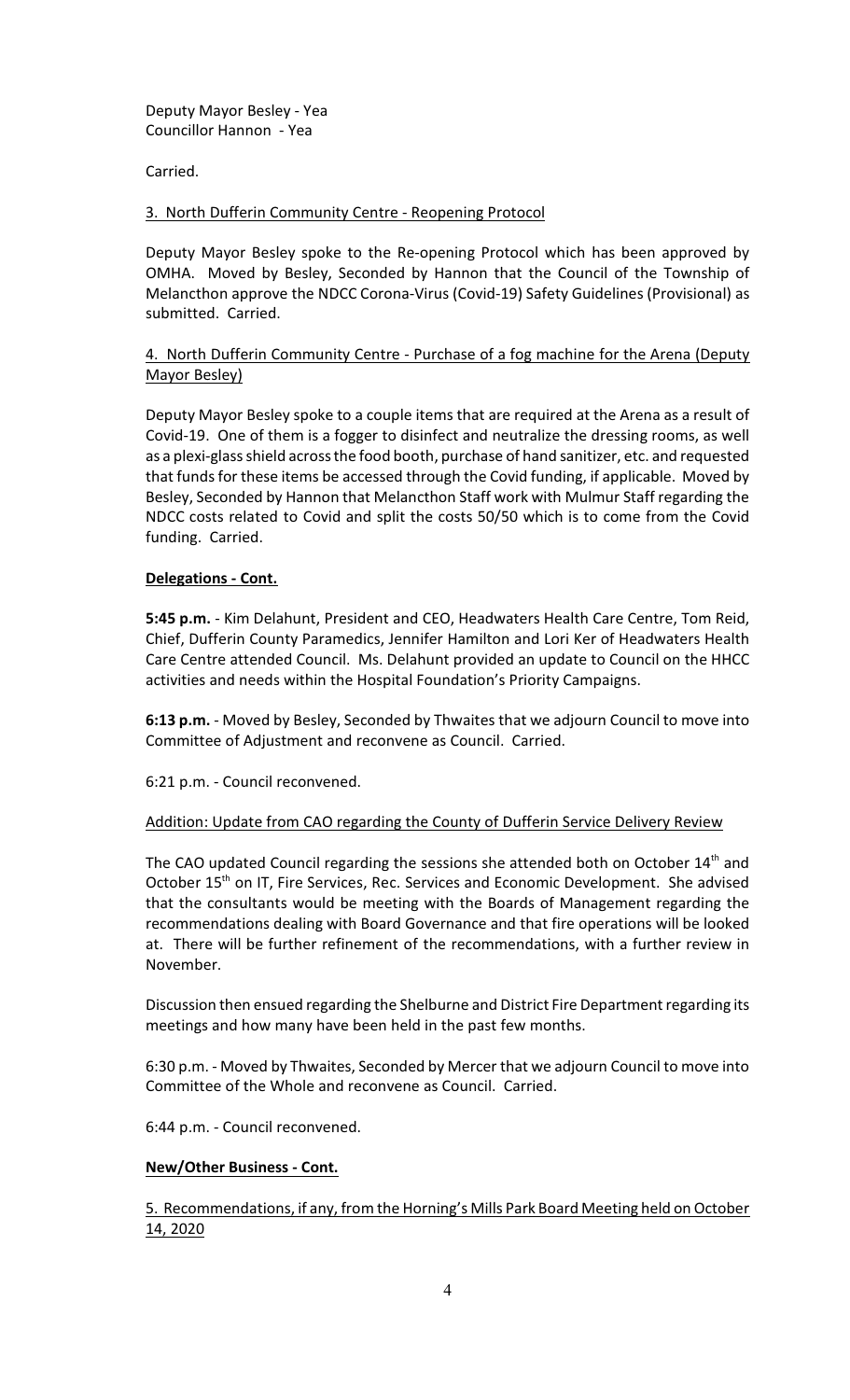Deputy Mayor Besley - Yea
Councillor Hannon - Yea

Carried.

3. North Dufferin Community Centre - Reopening Protocol

Deputy Mayor Besley spoke to the Re-opening Protocol which has been approved by OMHA. Moved by Besley, Seconded by Hannon that the Council of the Township of Melancthon approve the NDCC Corona-Virus (Covid-19) Safety Guidelines (Provisional) as submitted. Carried.

4. North Dufferin Community Centre - Purchase of a fog machine for the Arena (Deputy Mayor Besley)

Deputy Mayor Besley spoke to a couple items that are required at the Arena as a result of Covid-19. One of them is a fogger to disinfect and neutralize the dressing rooms, as well as a plexi-glass shield across the food booth, purchase of hand sanitizer, etc. and requested that funds for these items be accessed through the Covid funding, if applicable. Moved by Besley, Seconded by Hannon that Melancthon Staff work with Mulmur Staff regarding the NDCC costs related to Covid and split the costs 50/50 which is to come from the Covid funding. Carried.

**Delegations - Cont.**

**5:45 p.m.** - Kim Delahunt, President and CEO, Headwaters Health Care Centre, Tom Reid, Chief, Dufferin County Paramedics, Jennifer Hamilton and Lori Ker of Headwaters Health Care Centre attended Council. Ms. Delahunt provided an update to Council on the HHCC activities and needs within the Hospital Foundation's Priority Campaigns.

**6:13 p.m.** - Moved by Besley, Seconded by Thwaites that we adjourn Council to move into Committee of Adjustment and reconvene as Council. Carried.

6:21 p.m. - Council reconvened.

Addition: Update from CAO regarding the County of Dufferin Service Delivery Review

The CAO updated Council regarding the sessions she attended both on October 14th and October 15th on IT, Fire Services, Rec. Services and Economic Development. She advised that the consultants would be meeting with the Boards of Management regarding the recommendations dealing with Board Governance and that fire operations will be looked at. There will be further refinement of the recommendations, with a further review in November.

Discussion then ensued regarding the Shelburne and District Fire Department regarding its meetings and how many have been held in the past few months.

6:30 p.m. - Moved by Thwaites, Seconded by Mercer that we adjourn Council to move into Committee of the Whole and reconvene as Council. Carried.

6:44 p.m. - Council reconvened.

**New/Other Business - Cont.**

5. Recommendations, if any, from the Horning's Mills Park Board Meeting held on October 14, 2020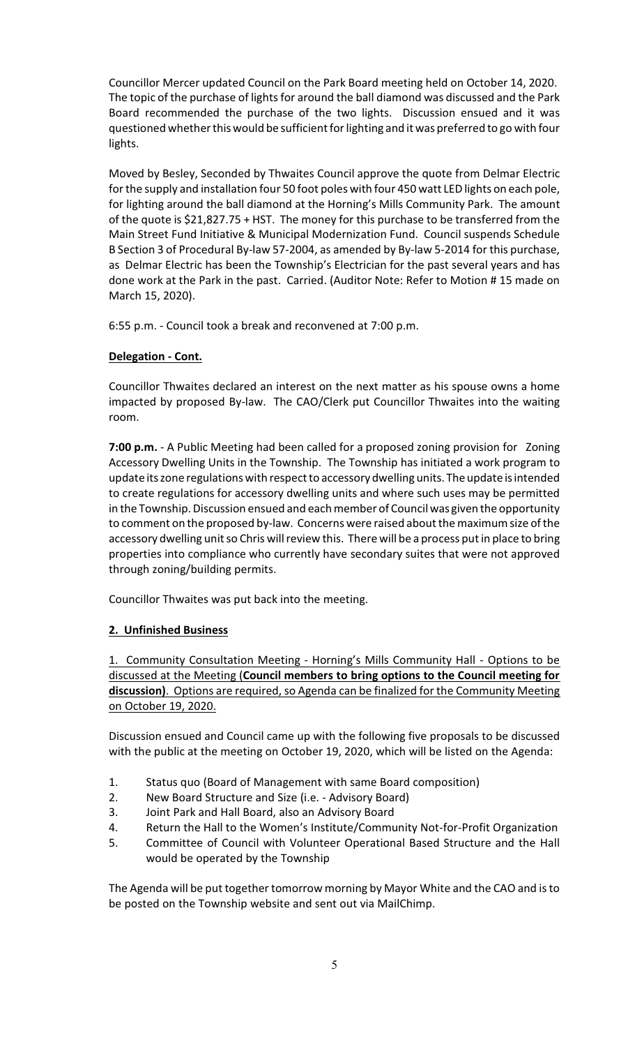Councillor Mercer updated Council on the Park Board meeting held on October 14, 2020. The topic of the purchase of lights for around the ball diamond was discussed and the Park Board recommended the purchase of the two lights. Discussion ensued and it was questioned whether this would be sufficient for lighting and it was preferred to go with four lights.

Moved by Besley, Seconded by Thwaites Council approve the quote from Delmar Electric for the supply and installation four 50 foot poles with four 450 watt LED lights on each pole, for lighting around the ball diamond at the Horning's Mills Community Park. The amount of the quote is $21,827.75 + HST. The money for this purchase to be transferred from the Main Street Fund Initiative & Municipal Modernization Fund. Council suspends Schedule B Section 3 of Procedural By-law 57-2004, as amended by By-law 5-2014 for this purchase, as Delmar Electric has been the Township's Electrician for the past several years and has done work at the Park in the past. Carried. (Auditor Note: Refer to Motion # 15 made on March 15, 2020).

6:55 p.m. - Council took a break and reconvened at 7:00 p.m.

**Delegation - Cont.**

Councillor Thwaites declared an interest on the next matter as his spouse owns a home impacted by proposed By-law. The CAO/Clerk put Councillor Thwaites into the waiting room.

**7:00 p.m.** - A Public Meeting had been called for a proposed zoning provision for Zoning Accessory Dwelling Units in the Township. The Township has initiated a work program to update its zone regulations with respect to accessory dwelling units. The update is intended to create regulations for accessory dwelling units and where such uses may be permitted in the Township. Discussion ensued and each member of Council was given the opportunity to comment on the proposed by-law. Concerns were raised about the maximum size of the accessory dwelling unit so Chris will review this. There will be a process put in place to bring properties into compliance who currently have secondary suites that were not approved through zoning/building permits.

Councillor Thwaites was put back into the meeting.

**2. Unfinished Business**

1. Community Consultation Meeting - Horning's Mills Community Hall - Options to be discussed at the Meeting (**Council members to bring options to the Council meeting for discussion)**. Options are required, so Agenda can be finalized for the Community Meeting on October 19, 2020.

Discussion ensued and Council came up with the following five proposals to be discussed with the public at the meeting on October 19, 2020, which will be listed on the Agenda:

1. Status quo (Board of Management with same Board composition)
2. New Board Structure and Size (i.e. - Advisory Board)
3. Joint Park and Hall Board, also an Advisory Board
4. Return the Hall to the Women's Institute/Community Not-for-Profit Organization
5. Committee of Council with Volunteer Operational Based Structure and the Hall would be operated by the Township

The Agenda will be put together tomorrow morning by Mayor White and the CAO and is to be posted on the Township website and sent out via MailChimp.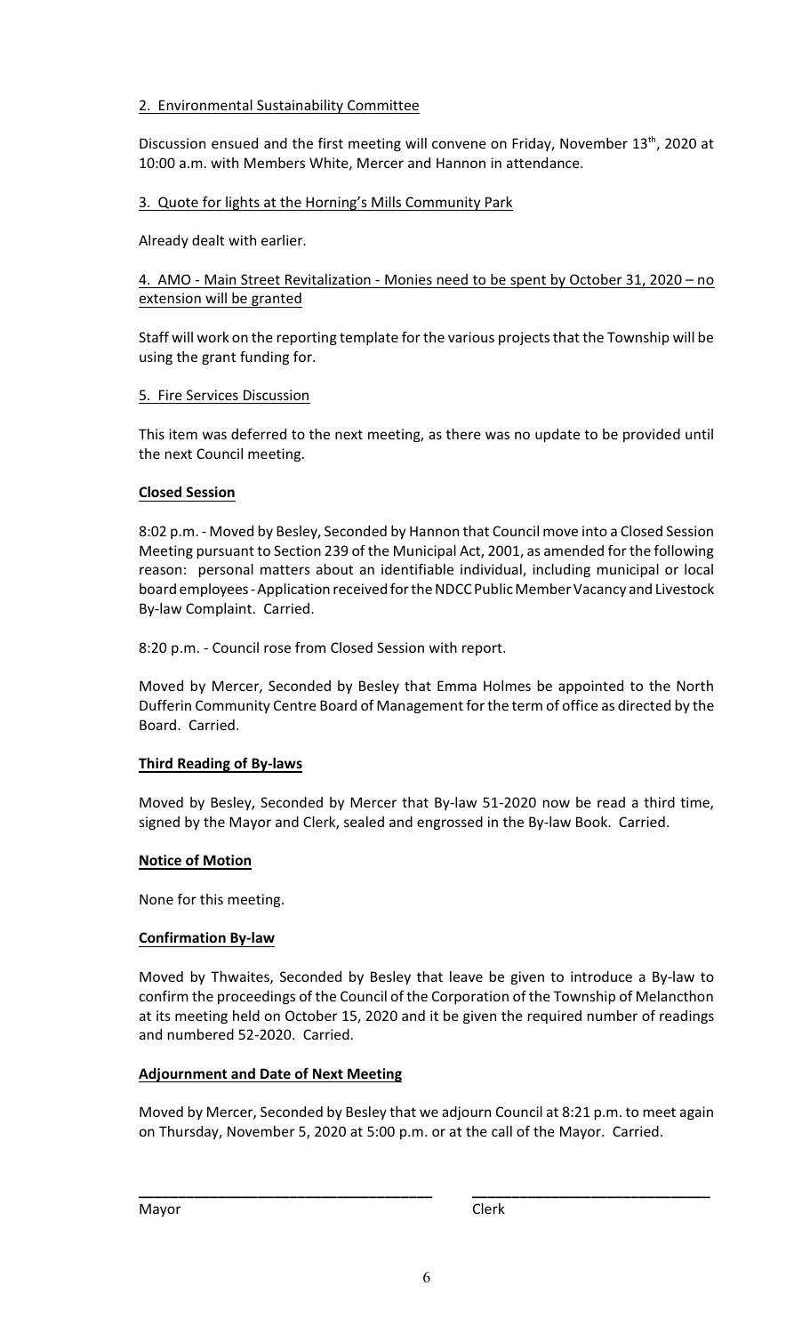2. Environmental Sustainability Committee

Discussion ensued and the first meeting will convene on Friday, November 13th, 2020 at 10:00 a.m. with Members White, Mercer and Hannon in attendance.

3. Quote for lights at the Horning's Mills Community Park

Already dealt with earlier.

4. AMO - Main Street Revitalization - Monies need to be spent by October 31, 2020 – no extension will be granted

Staff will work on the reporting template for the various projects that the Township will be using the grant funding for.

5. Fire Services Discussion

This item was deferred to the next meeting, as there was no update to be provided until the next Council meeting.

**Closed Session**

8:02 p.m. - Moved by Besley, Seconded by Hannon that Council move into a Closed Session Meeting pursuant to Section 239 of the Municipal Act, 2001, as amended for the following reason: personal matters about an identifiable individual, including municipal or local board employees - Application received for the NDCC Public Member Vacancy and Livestock By-law Complaint. Carried.

8:20 p.m. - Council rose from Closed Session with report.

Moved by Mercer, Seconded by Besley that Emma Holmes be appointed to the North Dufferin Community Centre Board of Management for the term of office as directed by the Board. Carried.

**Third Reading of By-laws**

Moved by Besley, Seconded by Mercer that By-law 51-2020 now be read a third time, signed by the Mayor and Clerk, sealed and engrossed in the By-law Book. Carried.

**Notice of Motion**

None for this meeting.

**Confirmation By-law**

Moved by Thwaites, Seconded by Besley that leave be given to introduce a By-law to confirm the proceedings of the Council of the Corporation of the Township of Melancthon at its meeting held on October 15, 2020 and it be given the required number of readings and numbered 52-2020. Carried.

**Adjournment and Date of Next Meeting**

Moved by Mercer, Seconded by Besley that we adjourn Council at 8:21 p.m. to meet again on Thursday, November 5, 2020 at 5:00 p.m. or at the call of the Mayor. Carried.

\_\_\_\_\_\_\_\_\_\_\_\_\_\_\_\_\_\_\_\_\_\_\_\_\_\_\_\_\_\_ \_\_\_\_\_\_\_\_\_\_\_\_\_\_\_\_\_\_\_\_\_\_\_\_\_\_\_\_\_\_

Mayor Clerk